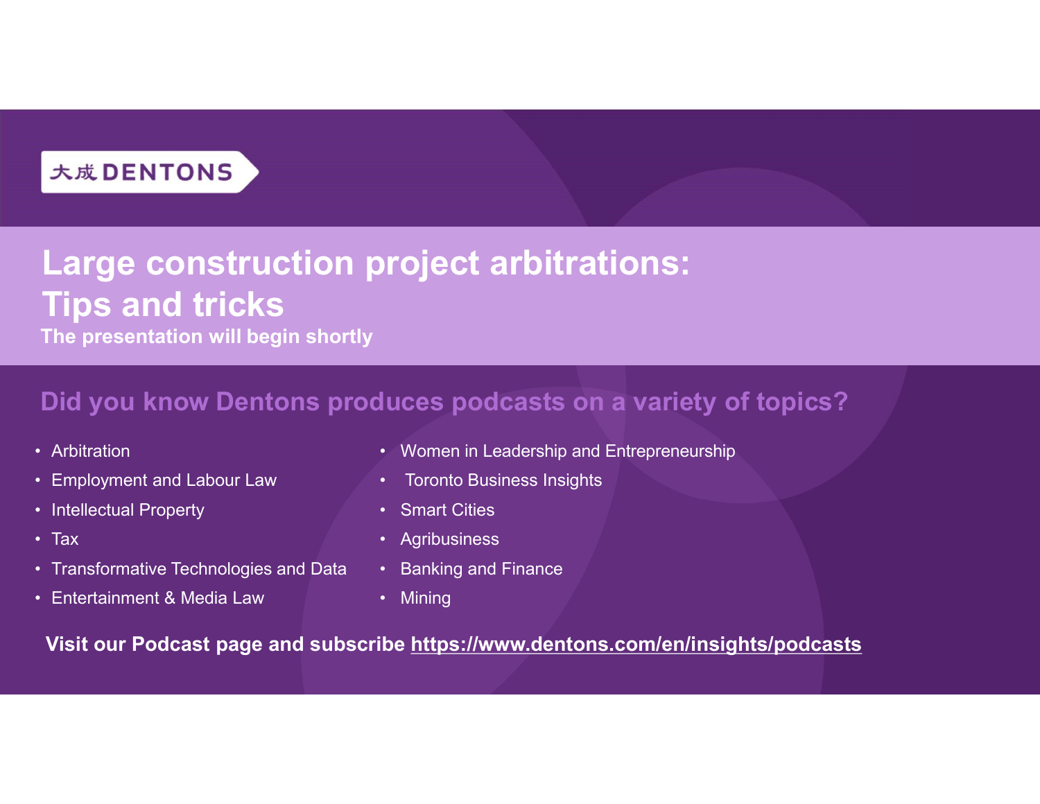大成 DENTONS

# Large construction project arbitrations: Tips and tricks

**The presentation will begin shortly**

## Did you know Dentons produces podcasts on a variety of topics?

- Arbitration
- Employment and Labour Law
- Intellectual Property
- Tax
- Transformative Technologies and Data
- Entertainment & Media Law
- Women in Leadership and Entrepreneurship
- Toronto Business Insights
- Smart Cities
- Agribusiness
- Banking and Finance
- Mining

**Visit our Podcast page and subscribe https://www.dentons.com/en/insights/podcasts**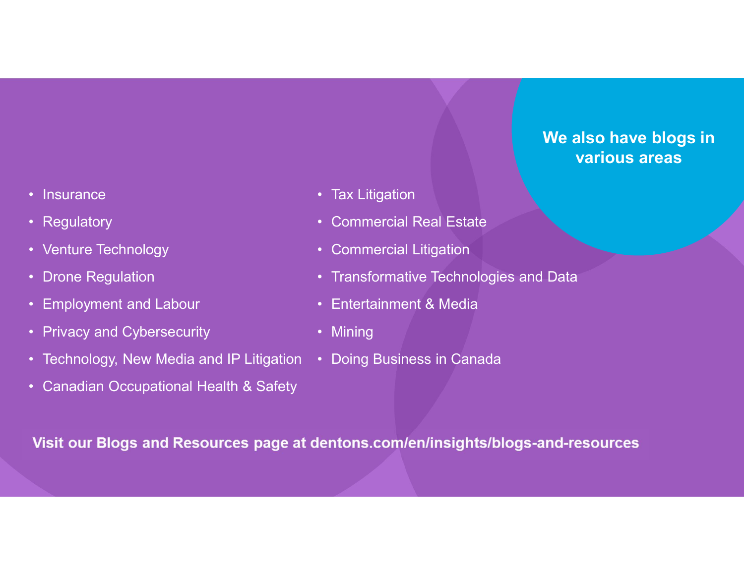## We also have blogs in various areas

- Insurance
- Regulatory
- Venture Technology
- Drone Regulation
- Employment and Labour
- Privacy and Cybersecurity
- Technology, New Media and IP Litigation
- Canadian Occupational Health & Safety
- Tax Litigation
- Commercial Real Estate
- Commercial Litigation
- Transformative Technologies and Data
- Entertainment & Media
- Mining
- Doing Business in Canada

**Visit our Blogs and Resources page at dentons.com/en/insights/blogs-and-resources**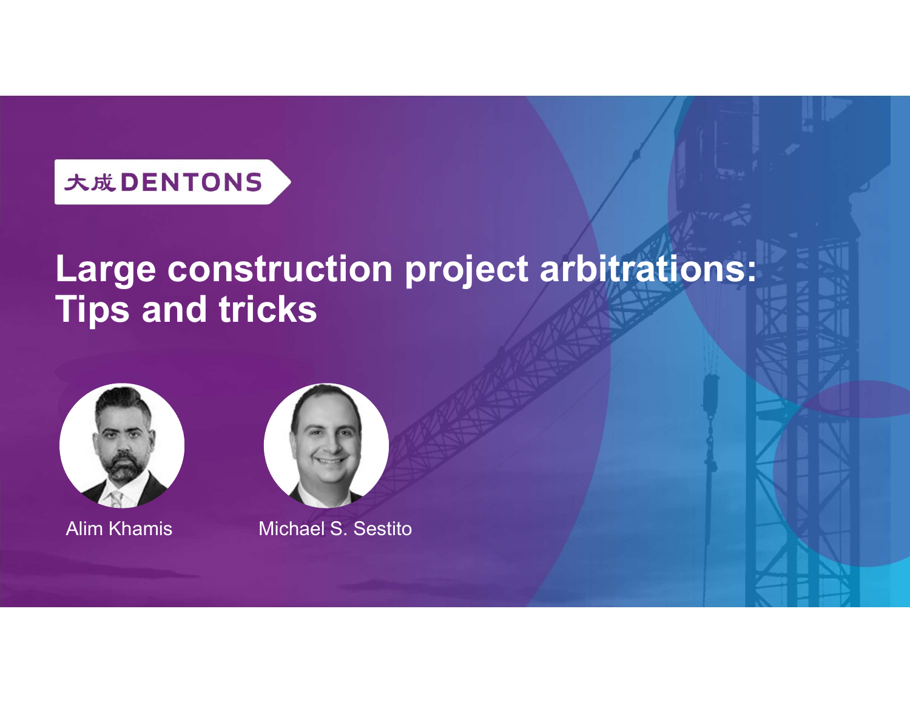大成 DENTONS

# Large construction project arbitrations: Tips and tricks

Alim Khamis

Michael S. Sestito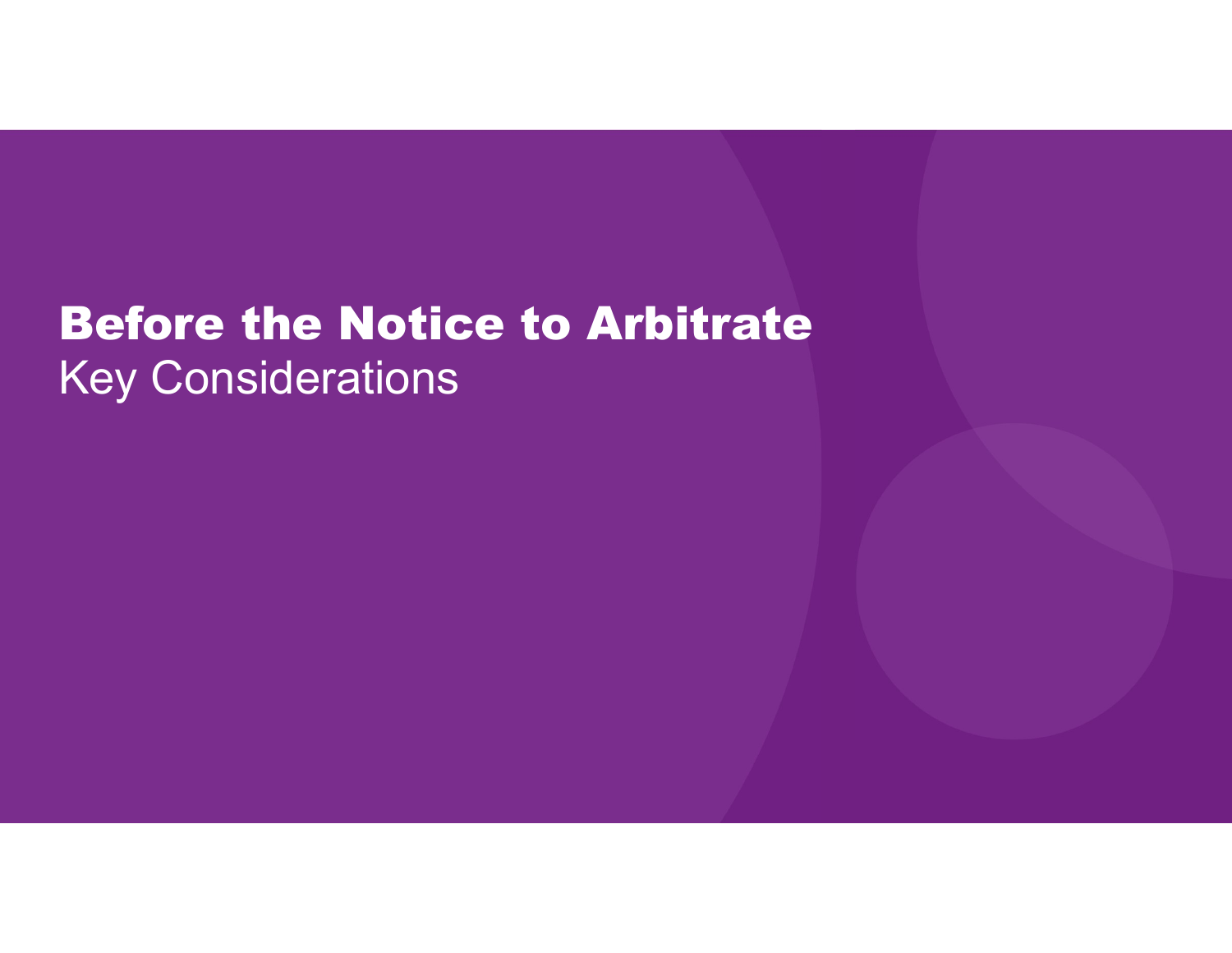# Before the Notice to Arbitrate

Key Considerations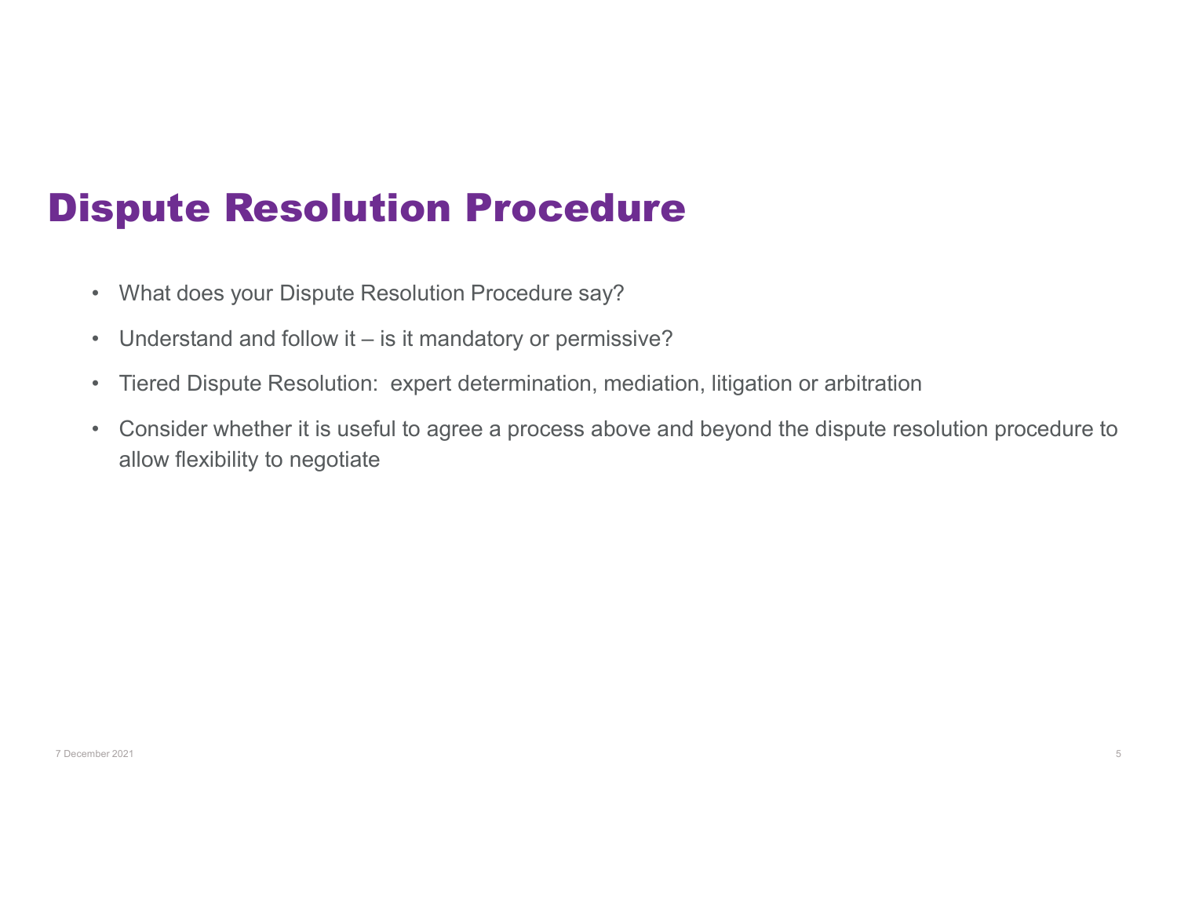# Dispute Resolution Procedure

- What does your Dispute Resolution Procedure say?
- Understand and follow it – is it mandatory or permissive?
- Tiered Dispute Resolution: expert determination, mediation, litigation or arbitration
- Consider whether it is useful to agree a process above and beyond the dispute resolution procedure to allow flexibility to negotiate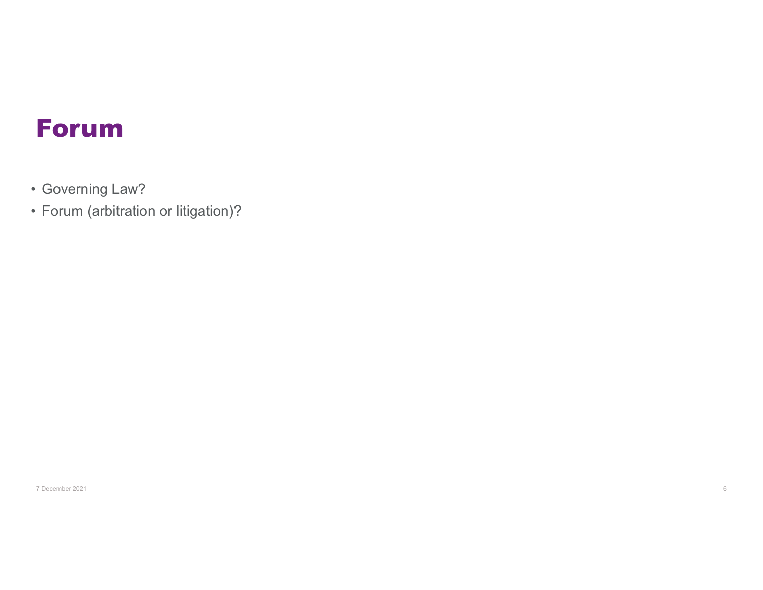# Forum

- Governing Law?
- Forum (arbitration or litigation)?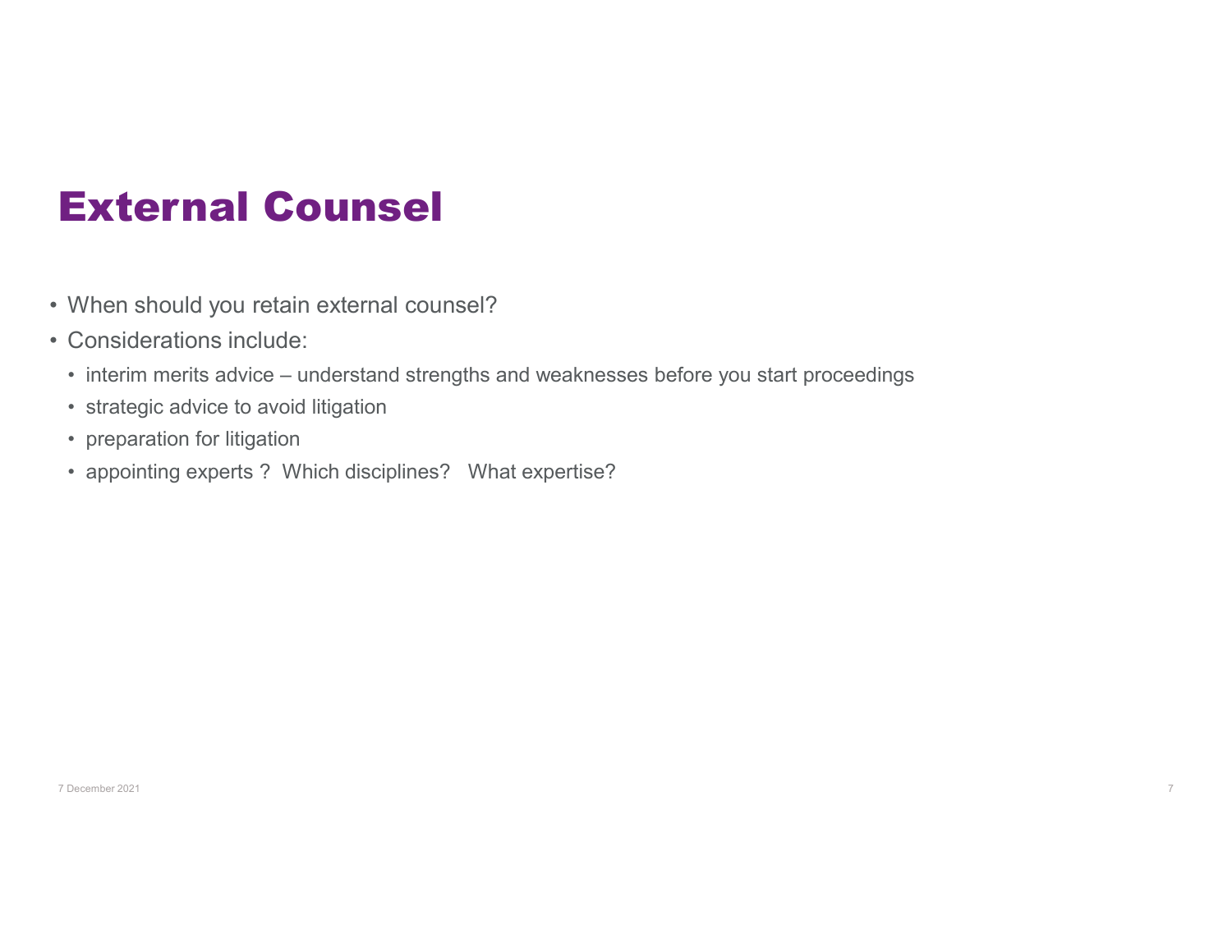# External Counsel

- When should you retain external counsel?
- Considerations include:
  - interim merits advice – understand strengths and weaknesses before you start proceedings
  - strategic advice to avoid litigation
  - preparation for litigation
  - appointing experts ?  Which disciplines?   What expertise?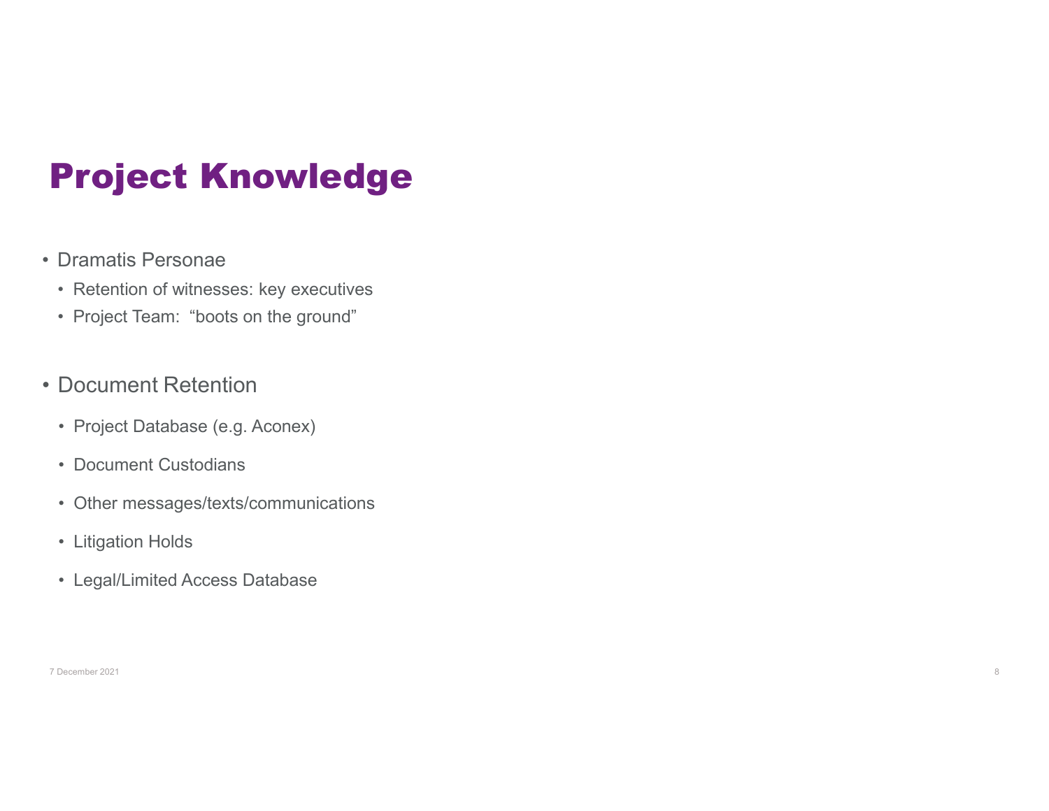# Project Knowledge

- Dramatis Personae
  - Retention of witnesses: key executives
  - Project Team: "boots on the ground"

- Document Retention
  - Project Database (e.g. Aconex)
  - Document Custodians
  - Other messages/texts/communications
  - Litigation Holds
  - Legal/Limited Access Database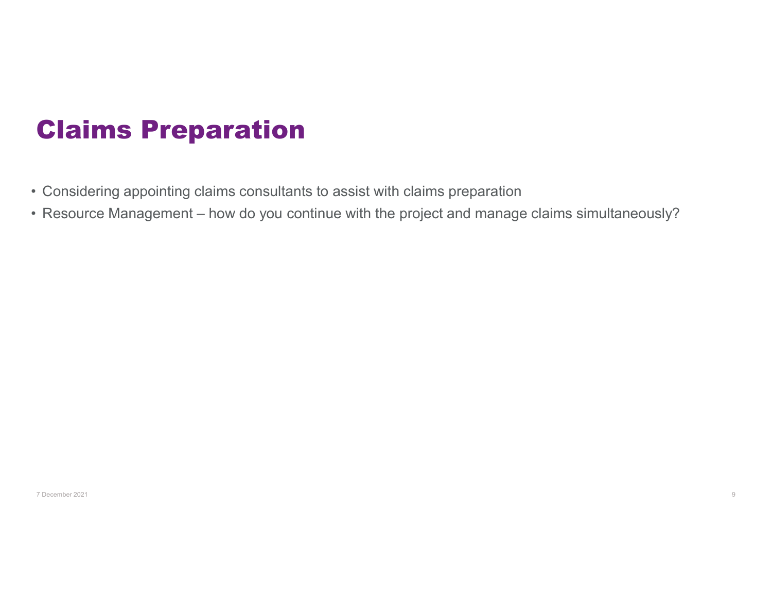# Claims Preparation

- Considering appointing claims consultants to assist with claims preparation
- Resource Management – how do you continue with the project and manage claims simultaneously?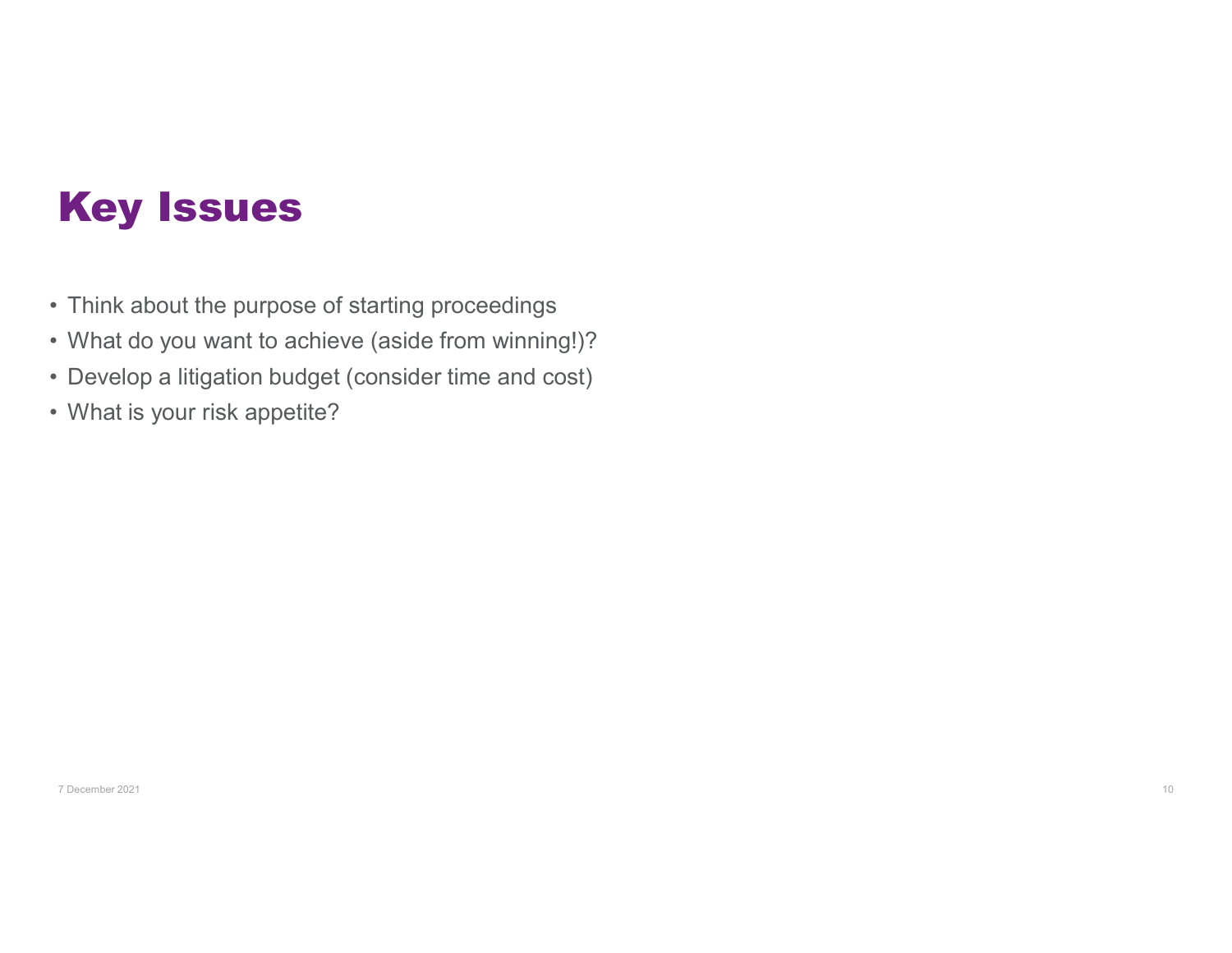# Key Issues

- Think about the purpose of starting proceedings
- What do you want to achieve (aside from winning!)?
- Develop a litigation budget (consider time and cost)
- What is your risk appetite?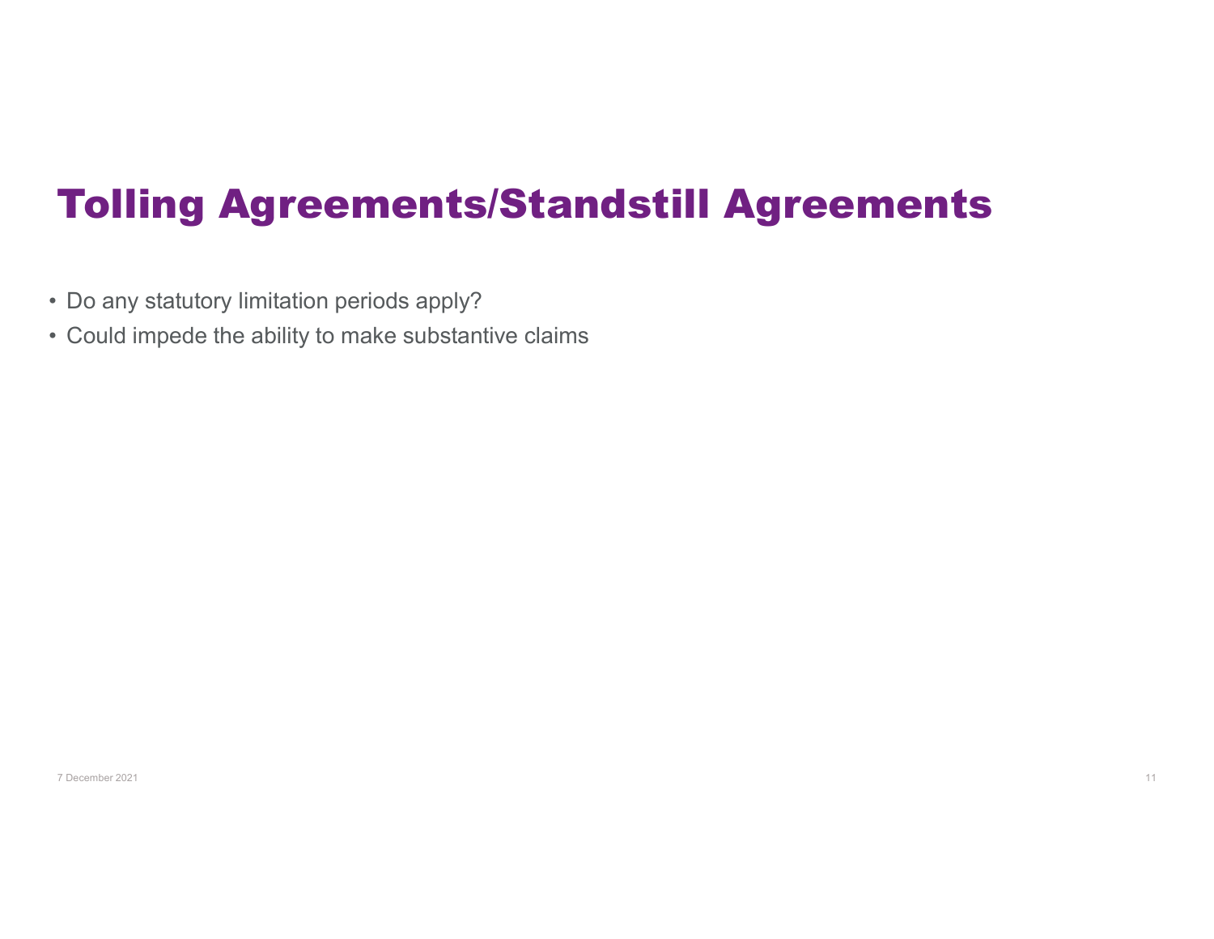# Tolling Agreements/Standstill Agreements

- Do any statutory limitation periods apply?
- Could impede the ability to make substantive claims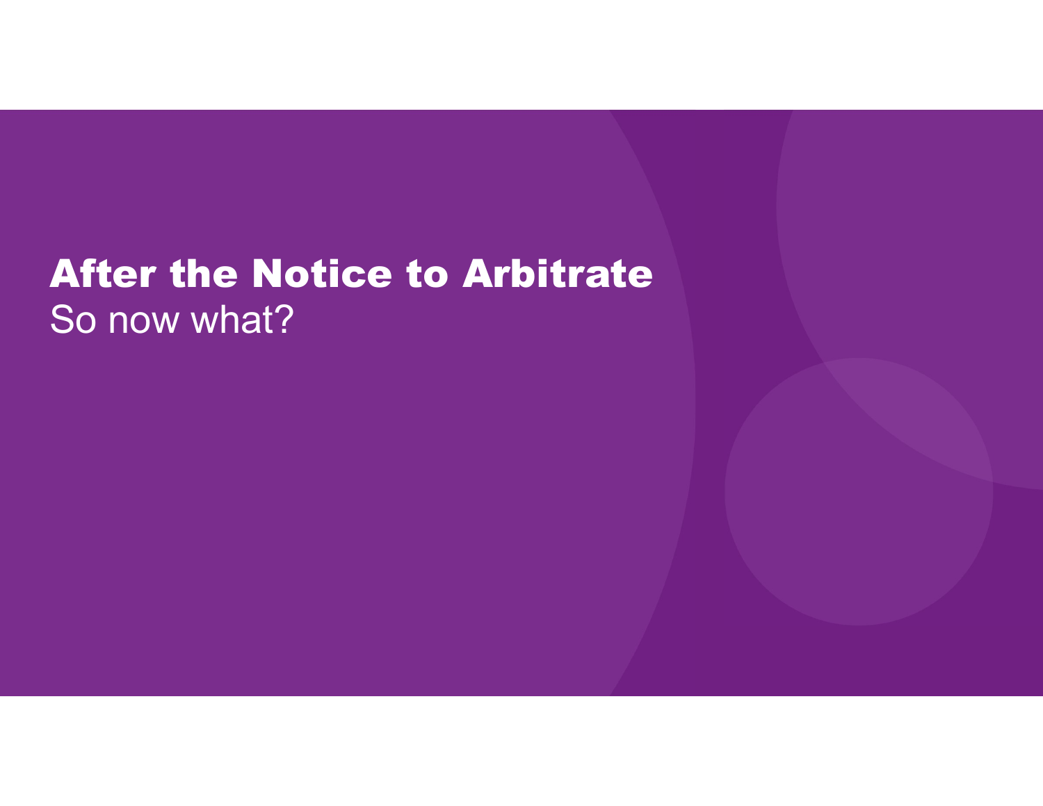# After the Notice to Arbitrate

So now what?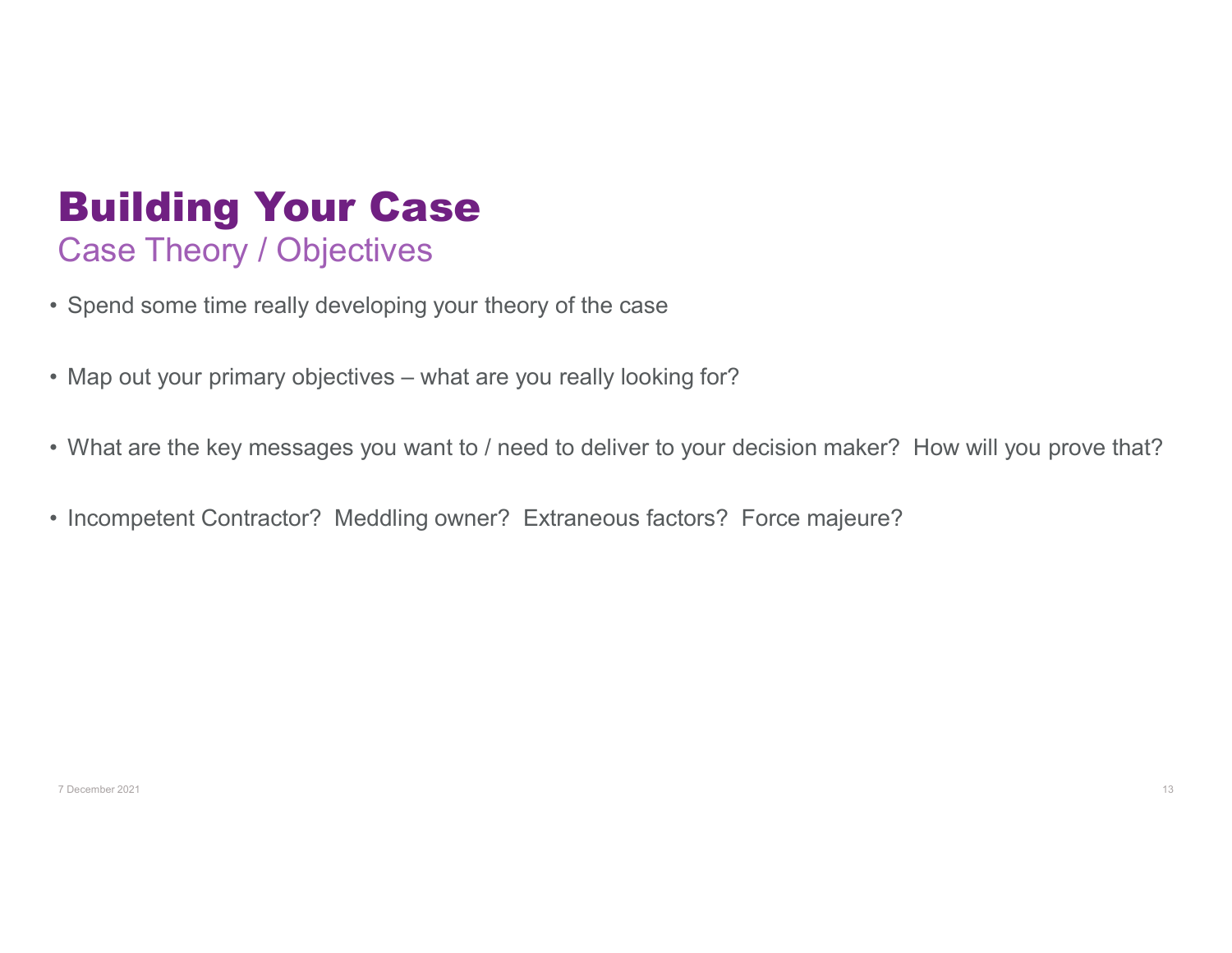# Building Your Case

## Case Theory / Objectives

- Spend some time really developing your theory of the case
- Map out your primary objectives – what are you really looking for?
- What are the key messages you want to / need to deliver to your decision maker? How will you prove that?
- Incompetent Contractor? Meddling owner? Extraneous factors? Force majeure?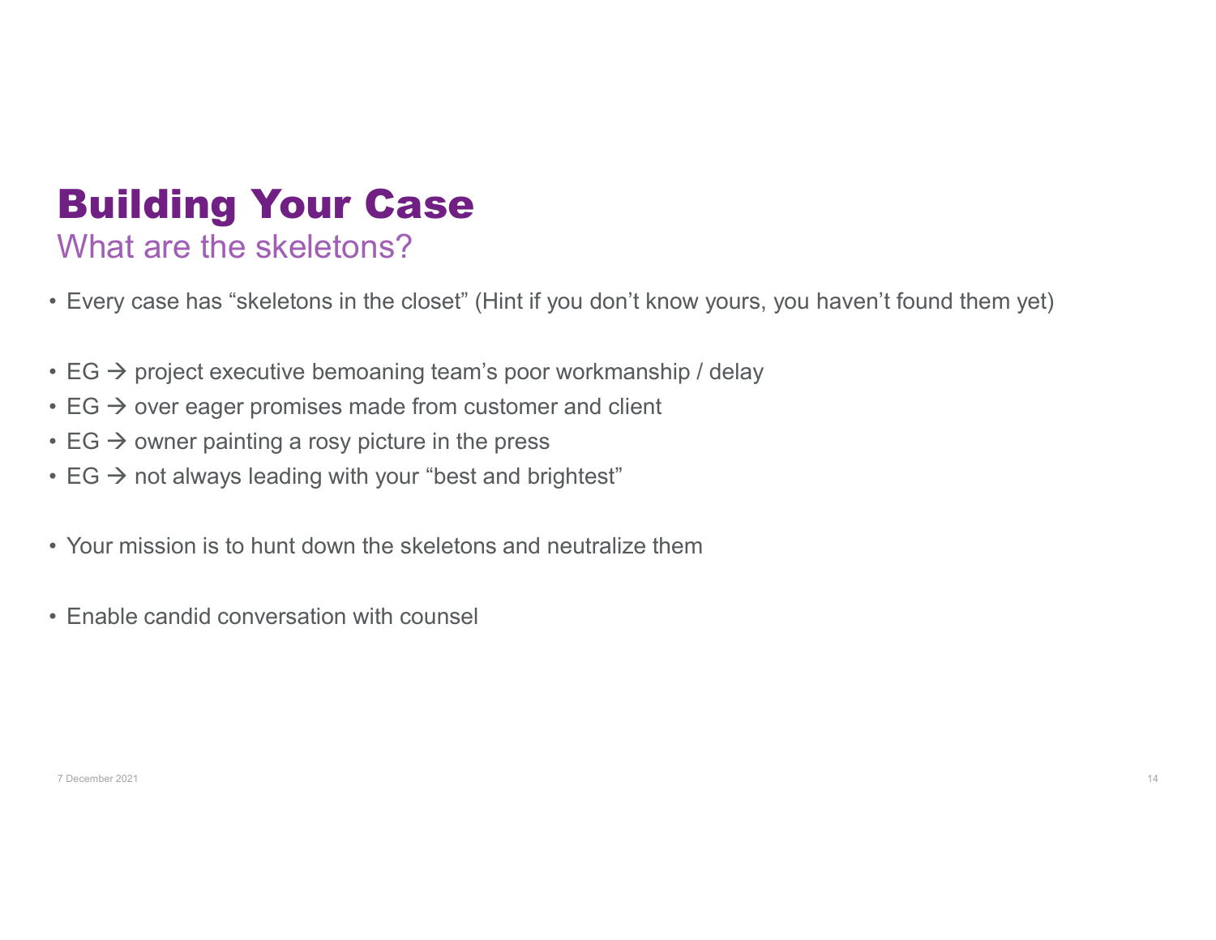# Building Your Case

## What are the skeletons?

- Every case has “skeletons in the closet” (Hint if you don’t know yours, you haven’t found them yet)

- EG → project executive bemoaning team’s poor workmanship / delay
- EG → over eager promises made from customer and client
- EG → owner painting a rosy picture in the press
- EG → not always leading with your “best and brightest”

- Your mission is to hunt down the skeletons and neutralize them

- Enable candid conversation with counsel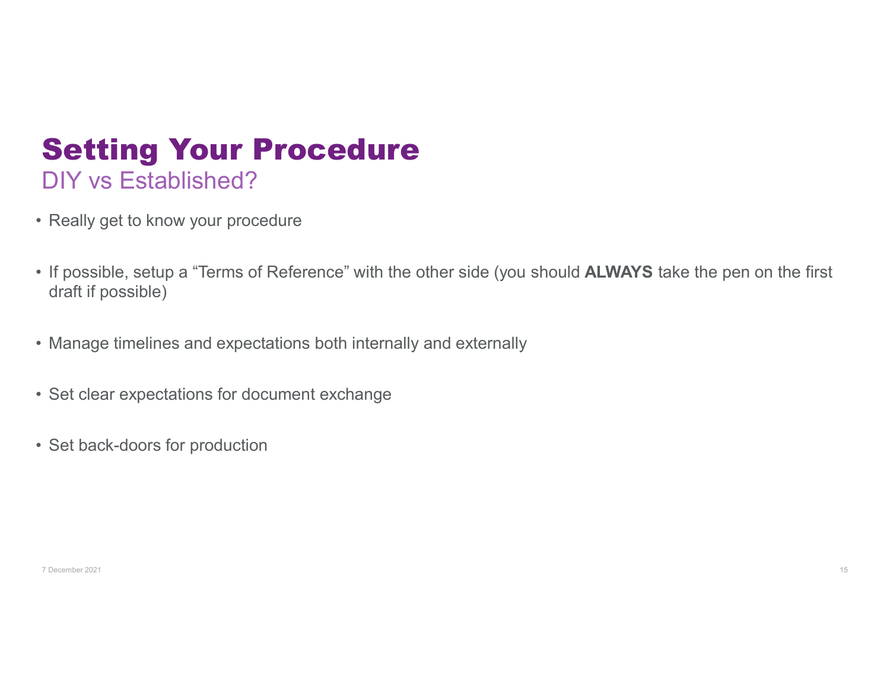# Setting Your Procedure

## DIY vs Established?

- Really get to know your procedure
- If possible, setup a "Terms of Reference" with the other side (you should **ALWAYS** take the pen on the first draft if possible)
- Manage timelines and expectations both internally and externally
- Set clear expectations for document exchange
- Set back-doors for production

7 December 2021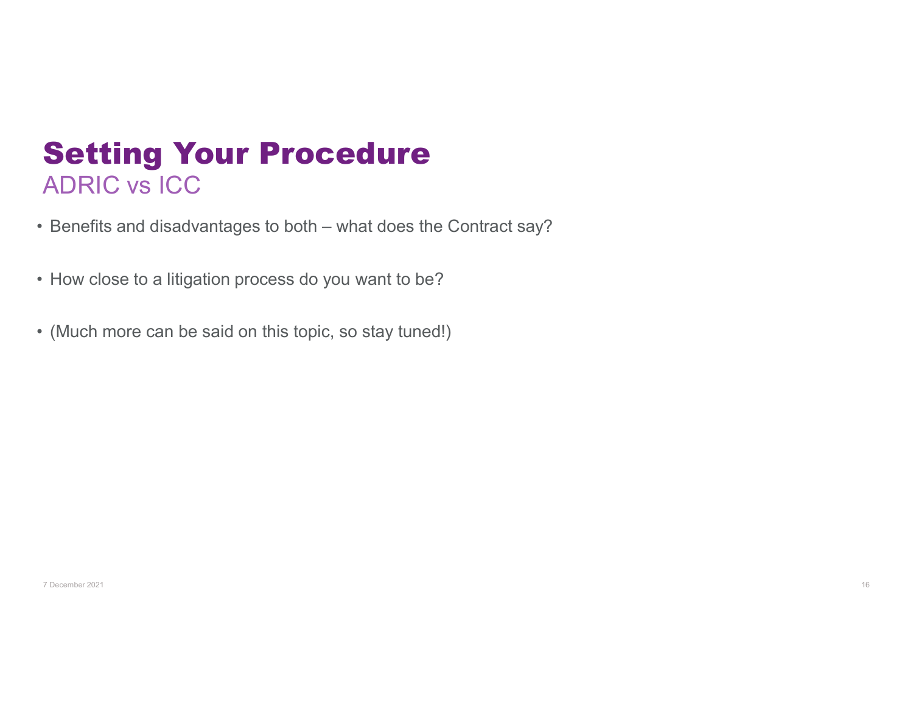# Setting Your Procedure

## ADRIC vs ICC

- Benefits and disadvantages to both – what does the Contract say?
- How close to a litigation process do you want to be?
- (Much more can be said on this topic, so stay tuned!)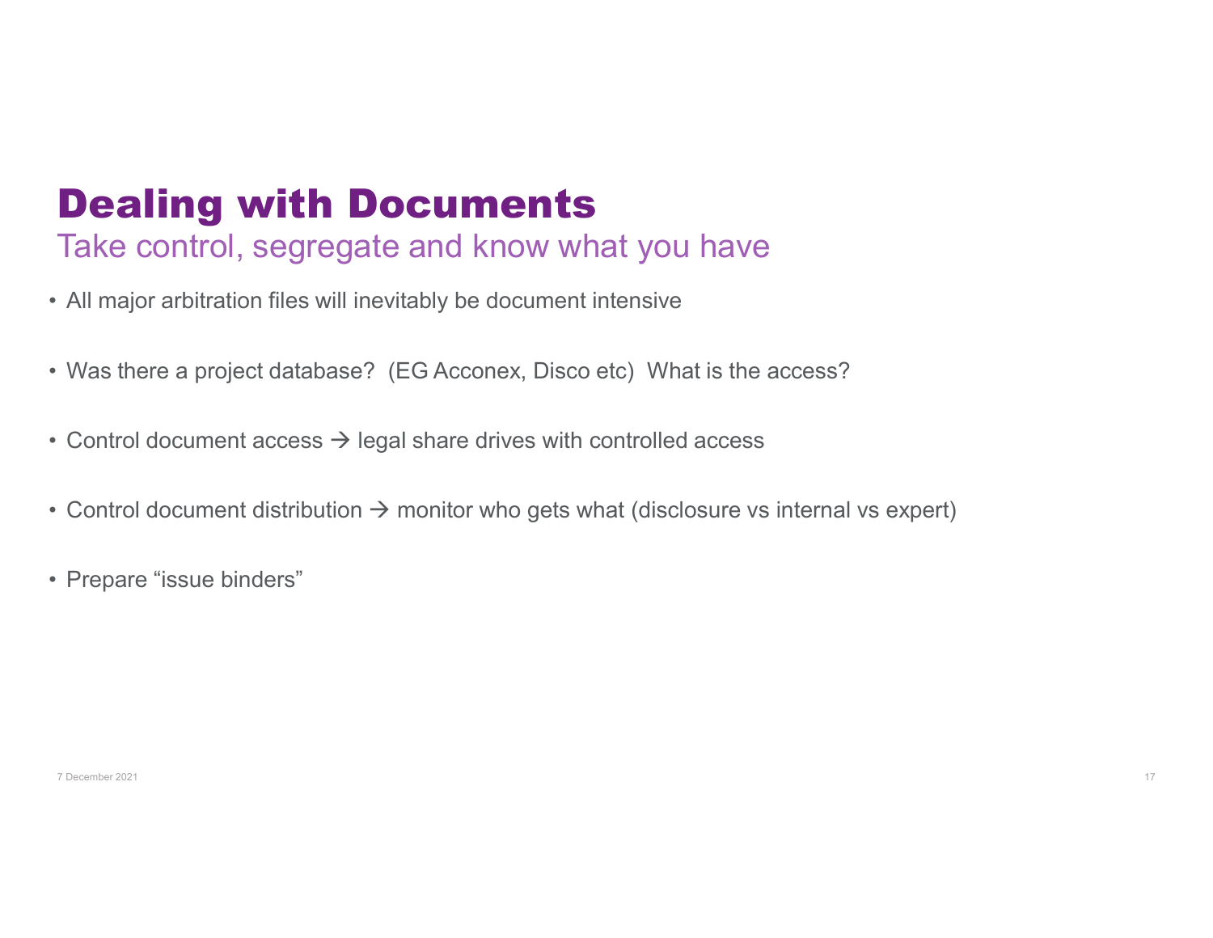# Dealing with Documents

## Take control, segregate and know what you have

- All major arbitration files will inevitably be document intensive
- Was there a project database? (EG Acconex, Disco etc) What is the access?
- Control document access → legal share drives with controlled access
- Control document distribution → monitor who gets what (disclosure vs internal vs expert)
- Prepare “issue binders”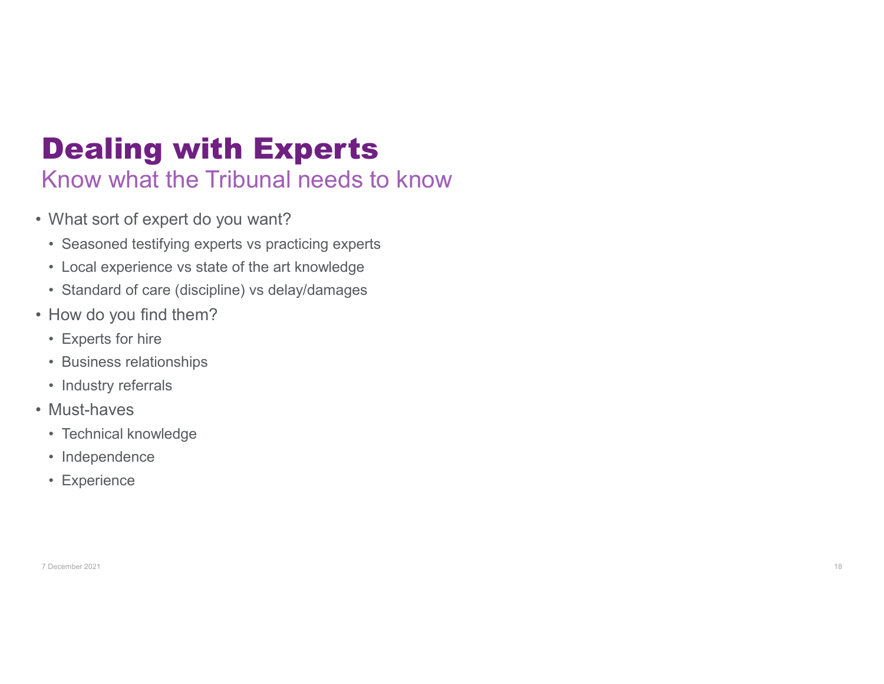# Dealing with Experts

## Know what the Tribunal needs to know

- What sort of expert do you want?
  - Seasoned testifying experts vs practicing experts
  - Local experience vs state of the art knowledge
  - Standard of care (discipline) vs delay/damages
- How do you find them?
  - Experts for hire
  - Business relationships
  - Industry referrals
- Must-haves
  - Technical knowledge
  - Independence
  - Experience

7 December 2021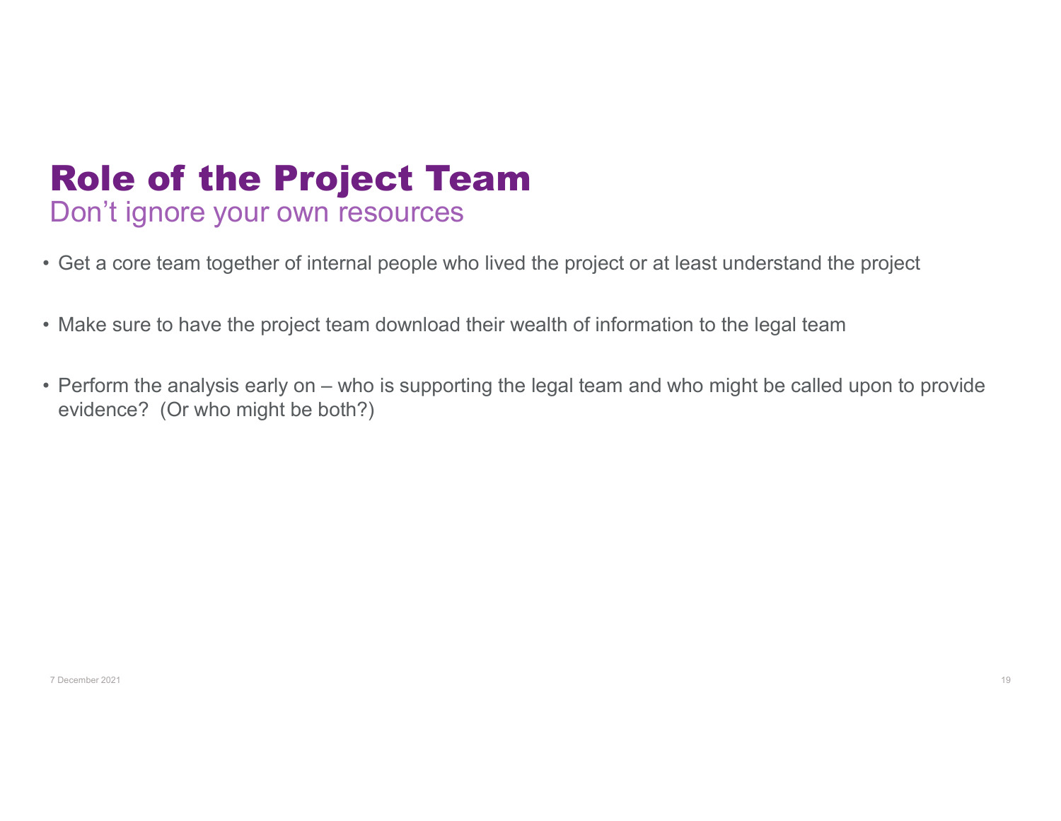# Role of the Project Team

## Don’t ignore your own resources

- Get a core team together of internal people who lived the project or at least understand the project
- Make sure to have the project team download their wealth of information to the legal team
- Perform the analysis early on – who is supporting the legal team and who might be called upon to provide evidence?  (Or who might be both?)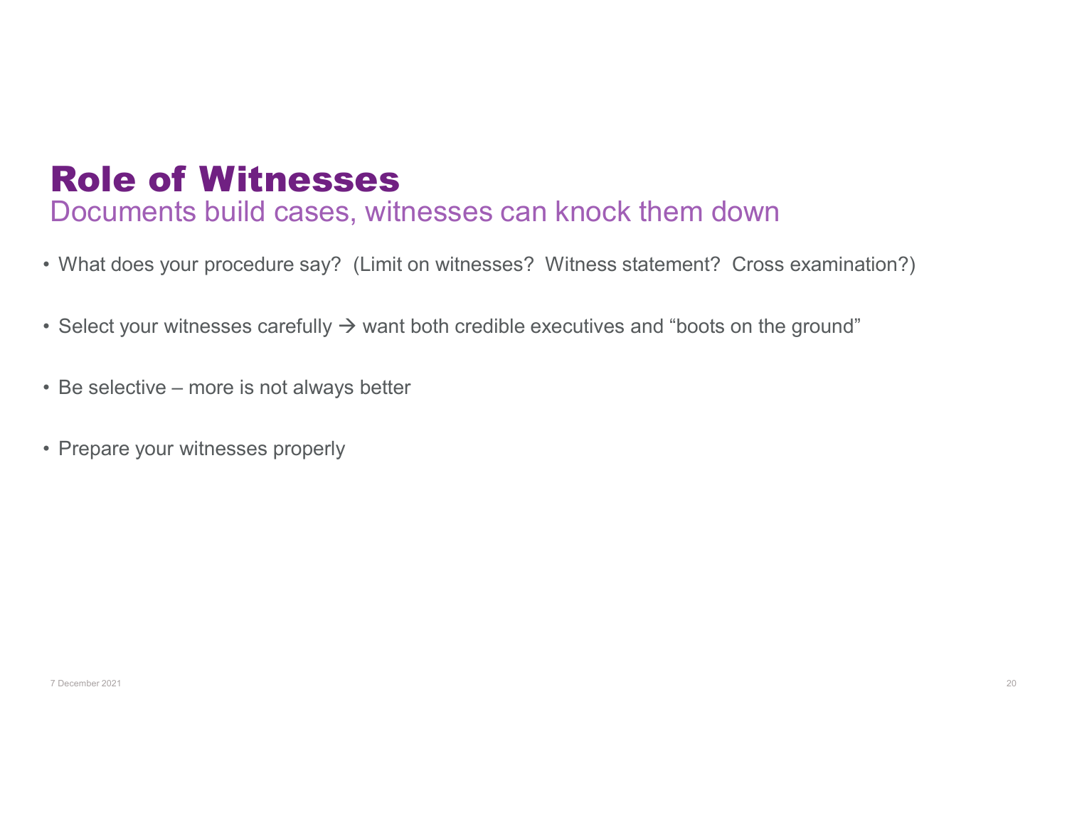# Role of Witnesses

## Documents build cases, witnesses can knock them down

- What does your procedure say? (Limit on witnesses? Witness statement? Cross examination?)
- Select your witnesses carefully → want both credible executives and "boots on the ground"
- Be selective – more is not always better
- Prepare your witnesses properly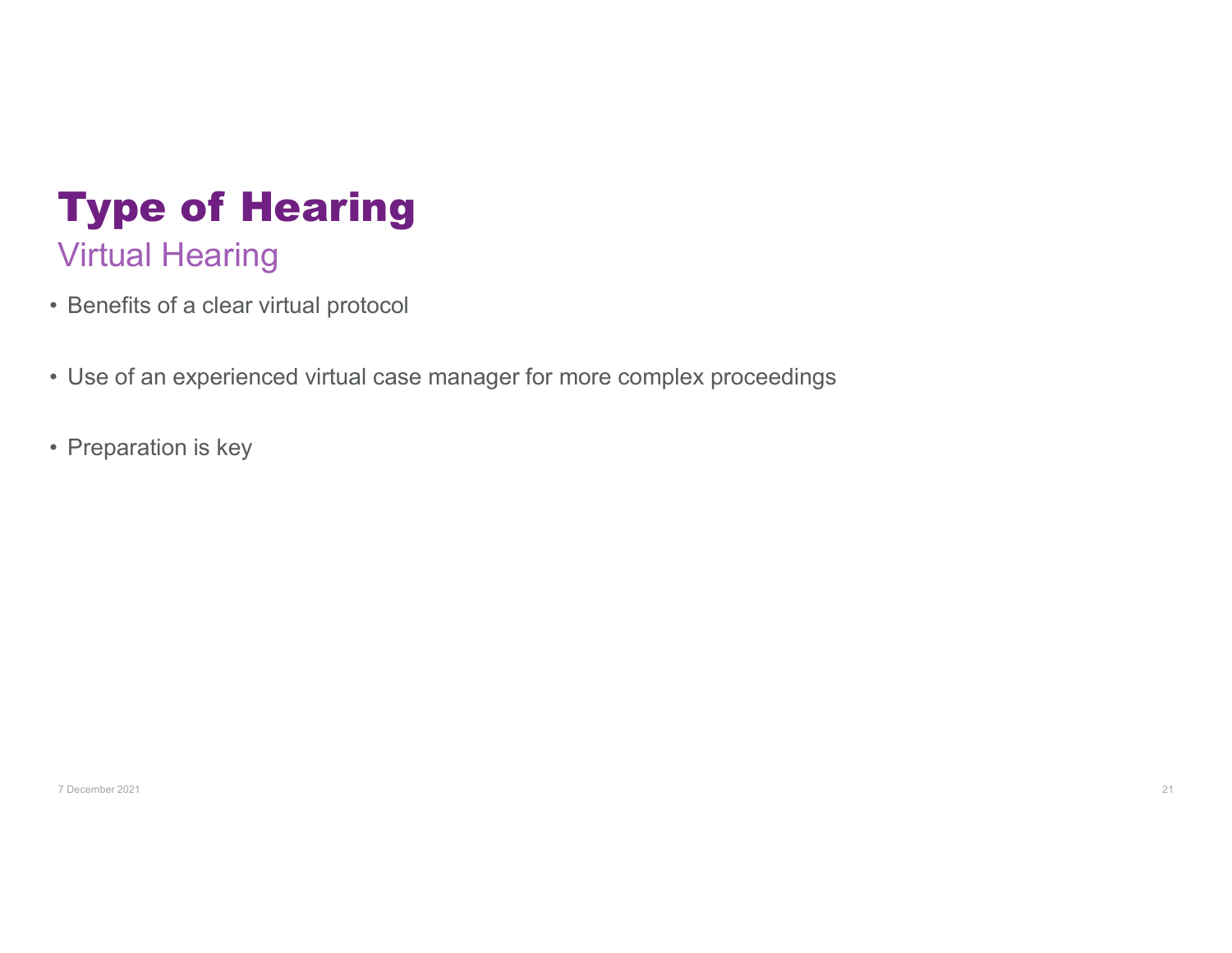# Type of Hearing

## Virtual Hearing

- Benefits of a clear virtual protocol

- Use of an experienced virtual case manager for more complex proceedings

- Preparation is key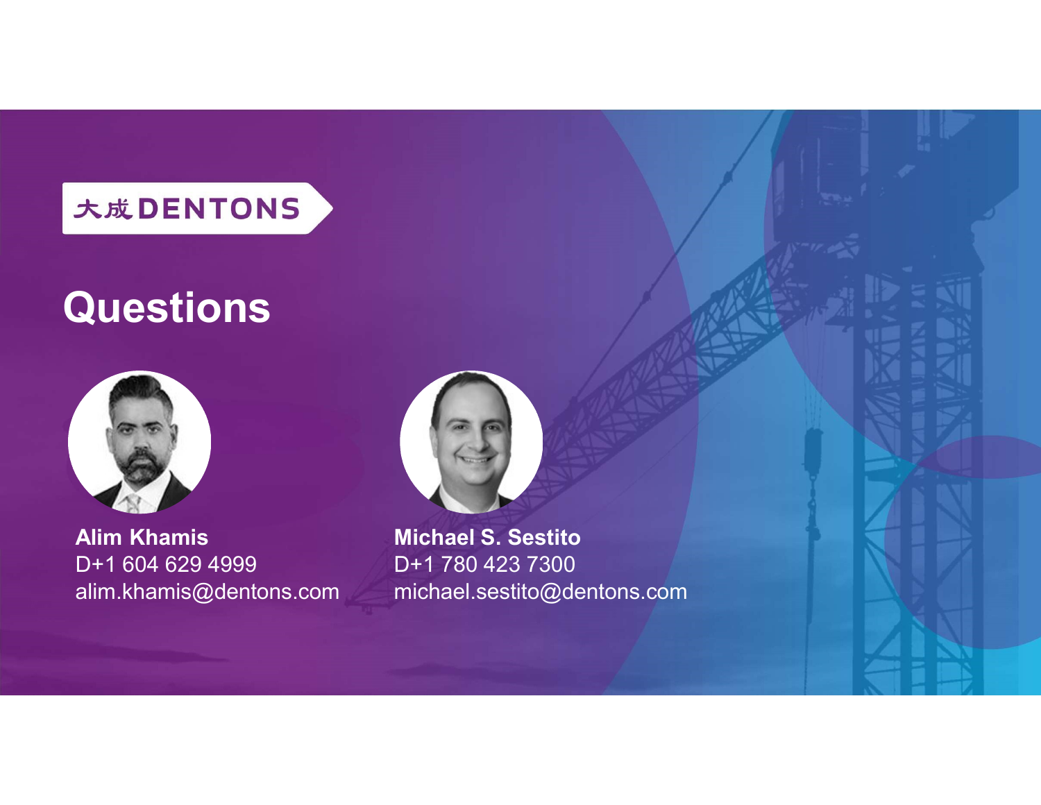大成 DENTONS

# Questions

**Alim Khamis**
D+1 604 629 4999
alim.khamis@dentons.com

**Michael S. Sestito**
D+1 780 423 7300
michael.sestito@dentons.com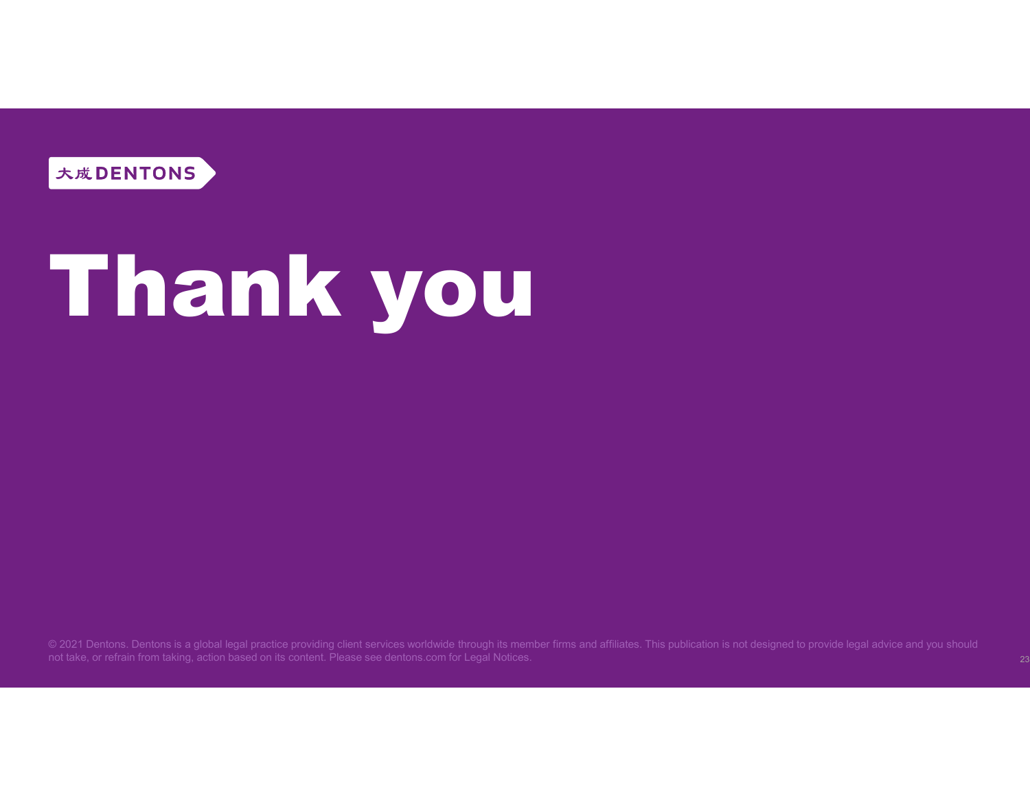大成 DENTONS

# Thank you

© 2021 Dentons. Dentons is a global legal practice providing client services worldwide through its member firms and affiliates. This publication is not designed to provide legal advice and you should not take, or refrain from taking, action based on its content. Please see dentons.com for Legal Notices.